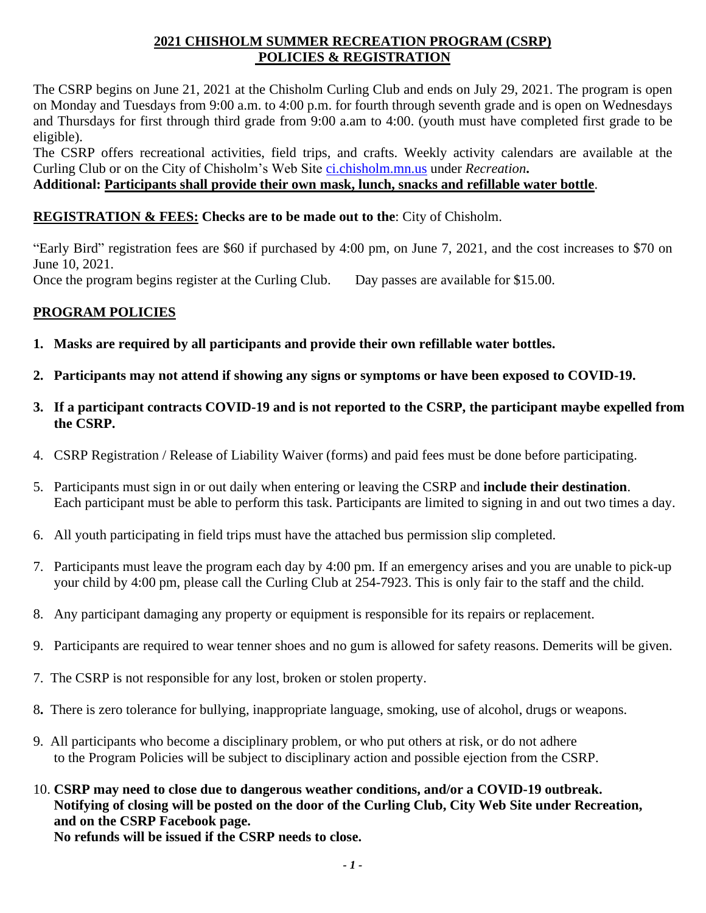**2021 CHISHOLM SUMMER RECREATION PROGRAM (CSRP)**
**POLICIES & REGISTRATION**

The CSRP begins on June 21, 2021 at the Chisholm Curling Club and ends on July 29, 2021. The program is open on Monday and Tuesdays from 9:00 a.m. to 4:00 p.m. for fourth through seventh grade and is open on Wednesdays and Thursdays for first through third grade from 9:00 a.am to 4:00. (youth must have completed first grade to be eligible).

The CSRP offers recreational activities, field trips, and crafts. Weekly activity calendars are available at the Curling Club or on the City of Chisholm's Web Site ci.chisholm.mn.us under *Recreation***.**

**Additional: Participants shall provide their own mask, lunch, snacks and refillable water bottle**.

**REGISTRATION & FEES: Checks are to be made out to the**: City of Chisholm.

"Early Bird" registration fees are $60 if purchased by 4:00 pm, on June 7, 2021, and the cost increases to $70 on June 10, 2021.

Once the program begins register at the Curling Club. Day passes are available for $15.00.

**PROGRAM POLICIES**

1. **Masks are required by all participants and provide their own refillable water bottles.**
2. **Participants may not attend if showing any signs or symptoms or have been exposed to COVID-19.**
3. **If a participant contracts COVID-19 and is not reported to the CSRP, the participant maybe expelled from the CSRP.**
4. CSRP Registration / Release of Liability Waiver (forms) and paid fees must be done before participating.
5. Participants must sign in or out daily when entering or leaving the CSRP and **include their destination**. Each participant must be able to perform this task. Participants are limited to signing in and out two times a day.
6. All youth participating in field trips must have the attached bus permission slip completed.
7. Participants must leave the program each day by 4:00 pm. If an emergency arises and you are unable to pick-up your child by 4:00 pm, please call the Curling Club at 254-7923. This is only fair to the staff and the child.
8. Any participant damaging any property or equipment is responsible for its repairs or replacement.
9. Participants are required to wear tenner shoes and no gum is allowed for safety reasons. Demerits will be given.

7. The CSRP is not responsible for any lost, broken or stolen property.

8. There is zero tolerance for bullying, inappropriate language, smoking, use of alcohol, drugs or weapons.

9. All participants who become a disciplinary problem, or who put others at risk, or do not adhere to the Program Policies will be subject to disciplinary action and possible ejection from the CSRP.

10. **CSRP may need to close due to dangerous weather conditions, and/or a COVID-19 outbreak. Notifying of closing will be posted on the door of the Curling Club, City Web Site under Recreation, and on the CSRP Facebook page.**
    **No refunds will be issued if the CSRP needs to close.**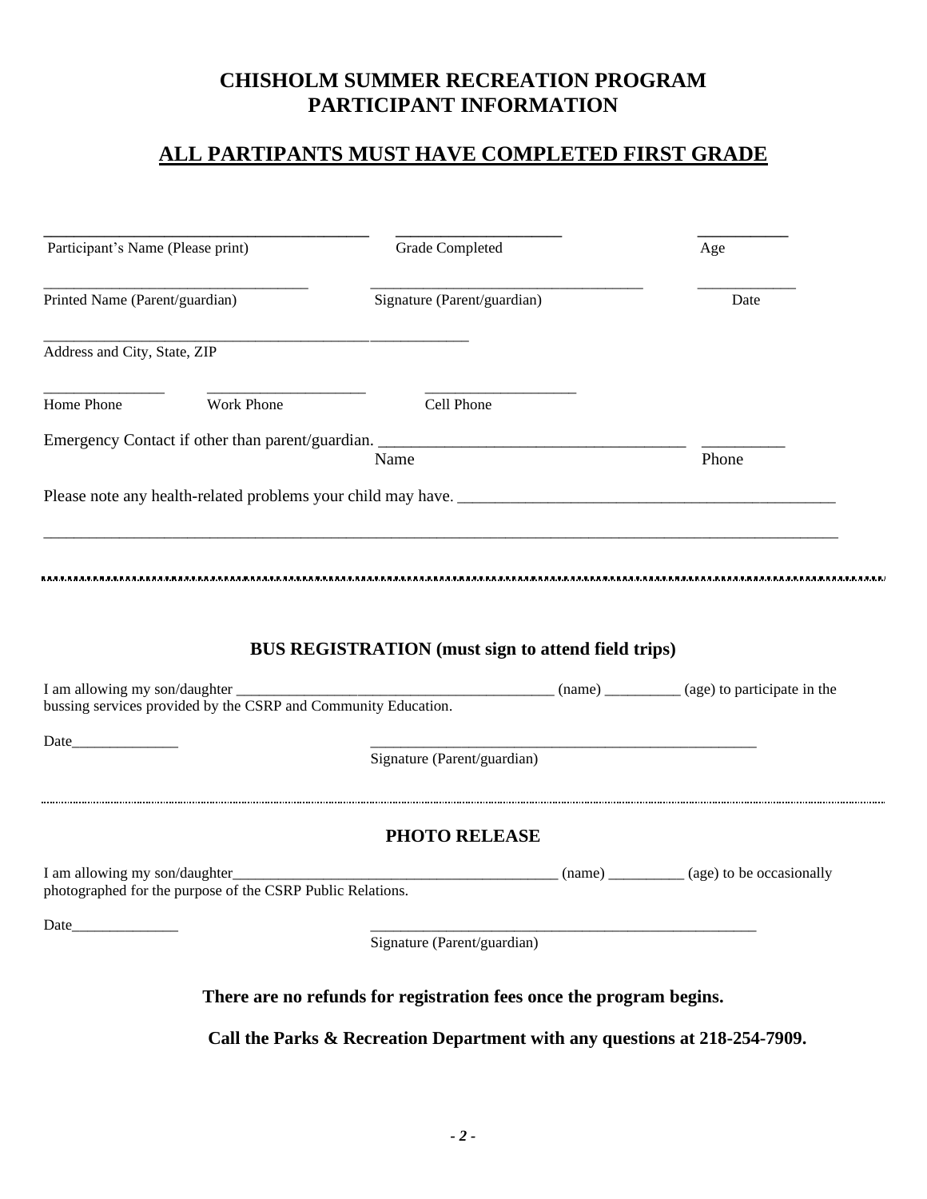# CHISHOLM SUMMER RECREATION PROGRAM
# PARTICIPANT INFORMATION

## ALL PARTIPANTS MUST HAVE COMPLETED FIRST GRADE

________________________________________ ____________________ ___________
Participant's Name (Please print) Grade Completed Age

__________________________________ __________________________________ ____________
Printed Name (Parent/guardian) Signature (Parent/guardian) Date

__________________________________________________________
Address and City, State, ZIP

_______________ ____________________ ___________________
Home Phone Work Phone Cell Phone

Emergency Contact if other than parent/guardian. _____________________________________ __________
Name Phone

Please note any health-related problems your child may have. _______________________________________________

_____________________________________________________________________________________________

---

### BUS REGISTRATION (must sign to attend field trips)

I am allowing my son/daughter __________________________________________ (name) __________ (age) to participate in the bussing services provided by the CSRP and Community Education.

Date______________ ________________________________________________
Signature (Parent/guardian)

---

### PHOTO RELEASE

I am allowing my son/daughter____________________________________________ (name) __________ (age) to be occasionally photographed for the purpose of the CSRP Public Relations.

Date______________ ________________________________________________
Signature (Parent/guardian)

**There are no refunds for registration fees once the program begins.**

**Call the Parks & Recreation Department with any questions at 218-254-7909.**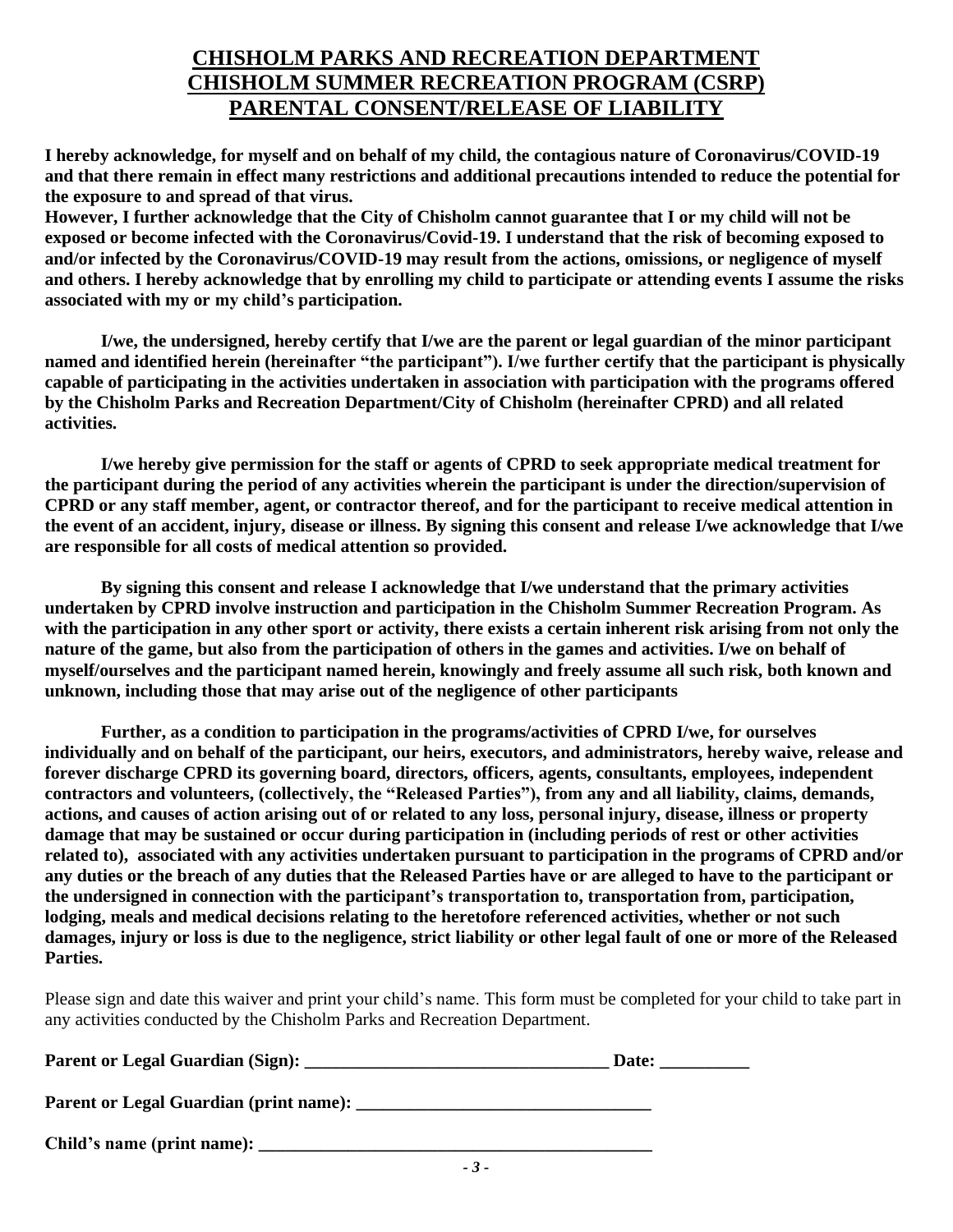# CHISHOLM PARKS AND RECREATION DEPARTMENT
# CHISHOLM SUMMER RECREATION PROGRAM (CSRP)
# PARENTAL CONSENT/RELEASE OF LIABILITY

**I hereby acknowledge, for myself and on behalf of my child, the contagious nature of Coronavirus/COVID-19 and that there remain in effect many restrictions and additional precautions intended to reduce the potential for the exposure to and spread of that virus.**
**However, I further acknowledge that the City of Chisholm cannot guarantee that I or my child will not be exposed or become infected with the Coronavirus/Covid-19. I understand that the risk of becoming exposed to and/or infected by the Coronavirus/COVID-19 may result from the actions, omissions, or negligence of myself and others. I hereby acknowledge that by enrolling my child to participate or attending events I assume the risks associated with my or my child's participation.**

**I/we, the undersigned, hereby certify that I/we are the parent or legal guardian of the minor participant named and identified herein (hereinafter "the participant"). I/we further certify that the participant is physically capable of participating in the activities undertaken in association with participation with the programs offered by the Chisholm Parks and Recreation Department/City of Chisholm (hereinafter CPRD) and all related activities.**

**I/we hereby give permission for the staff or agents of CPRD to seek appropriate medical treatment for the participant during the period of any activities wherein the participant is under the direction/supervision of CPRD or any staff member, agent, or contractor thereof, and for the participant to receive medical attention in the event of an accident, injury, disease or illness. By signing this consent and release I/we acknowledge that I/we are responsible for all costs of medical attention so provided.**

**By signing this consent and release I acknowledge that I/we understand that the primary activities undertaken by CPRD involve instruction and participation in the Chisholm Summer Recreation Program. As with the participation in any other sport or activity, there exists a certain inherent risk arising from not only the nature of the game, but also from the participation of others in the games and activities. I/we on behalf of myself/ourselves and the participant named herein, knowingly and freely assume all such risk, both known and unknown, including those that may arise out of the negligence of other participants**

**Further, as a condition to participation in the programs/activities of CPRD I/we, for ourselves individually and on behalf of the participant, our heirs, executors, and administrators, hereby waive, release and forever discharge CPRD its governing board, directors, officers, agents, consultants, employees, independent contractors and volunteers, (collectively, the "Released Parties"), from any and all liability, claims, demands, actions, and causes of action arising out of or related to any loss, personal injury, disease, illness or property damage that may be sustained or occur during participation in (including periods of rest or other activities related to), associated with any activities undertaken pursuant to participation in the programs of CPRD and/or any duties or the breach of any duties that the Released Parties have or are alleged to have to the participant or the undersigned in connection with the participant's transportation to, transportation from, participation, lodging, meals and medical decisions relating to the heretofore referenced activities, whether or not such damages, injury or loss is due to the negligence, strict liability or other legal fault of one or more of the Released Parties.**

Please sign and date this waiver and print your child's name. This form must be completed for your child to take part in any activities conducted by the Chisholm Parks and Recreation Department.

**Parent or Legal Guardian (Sign): ______________________________ Date: __________**

**Parent or Legal Guardian (print name): ______________________________**

**Child's name (print name): ________________________________________**